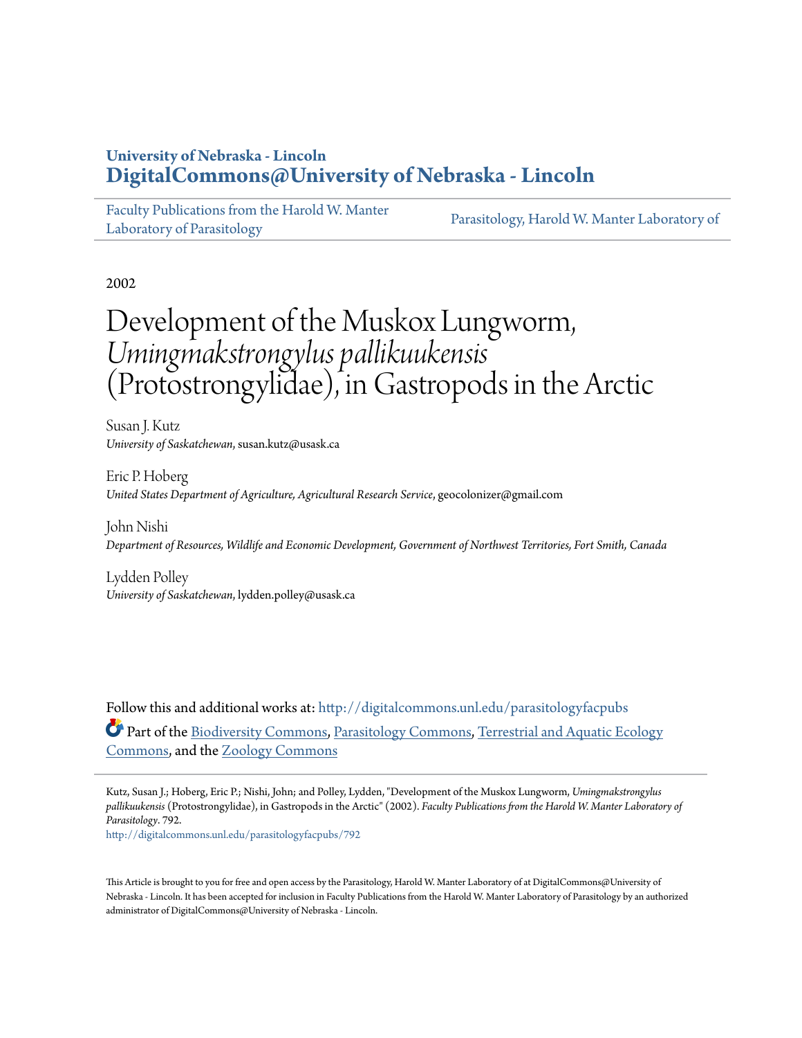**University of Nebraska - Lincoln**
**DigitalCommons@University of Nebraska - Lincoln**

Faculty Publications from the Harold W. Manter Laboratory of Parasitology | Parasitology, Harold W. Manter Laboratory of

2002

# Development of the Muskox Lungworm, *Umingmakstrongylus pallikuukensis* (Protostrongylidae), in Gastropods in the Arctic

Susan J. Kutz
*University of Saskatchewan*, susan.kutz@usask.ca

Eric P. Hoberg
*United States Department of Agriculture, Agricultural Research Service*, geocolonizer@gmail.com

John Nishi
*Department of Resources, Wildlife and Economic Development, Government of Northwest Territories, Fort Smith, Canada*

Lydden Polley
*University of Saskatchewan*, lydden.polley@usask.ca

Follow this and additional works at: http://digitalcommons.unl.edu/parasitologyfacpubs

Part of the Biodiversity Commons, Parasitology Commons, Terrestrial and Aquatic Ecology Commons, and the Zoology Commons

Kutz, Susan J.; Hoberg, Eric P.; Nishi, John; and Polley, Lydden, "Development of the Muskox Lungworm, *Umingmakstrongylus pallikuukensis* (Protostrongylidae), in Gastropods in the Arctic" (2002). *Faculty Publications from the Harold W. Manter Laboratory of Parasitology*. 792.
http://digitalcommons.unl.edu/parasitologyfacpubs/792

This Article is brought to you for free and open access by the Parasitology, Harold W. Manter Laboratory of at DigitalCommons@University of Nebraska - Lincoln. It has been accepted for inclusion in Faculty Publications from the Harold W. Manter Laboratory of Parasitology by an authorized administrator of DigitalCommons@University of Nebraska - Lincoln.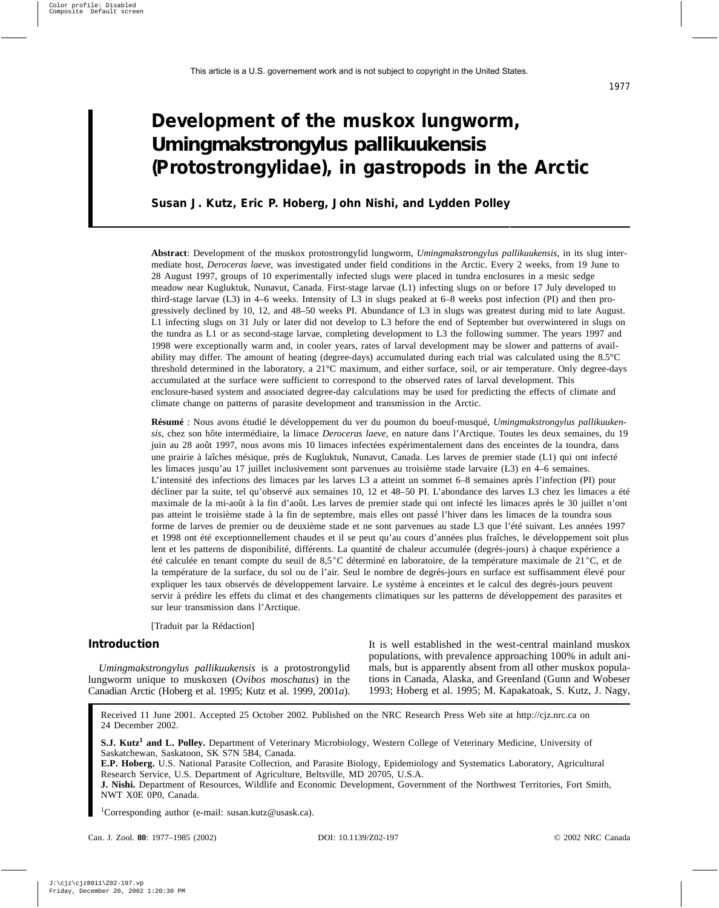This article is a U.S. governement work and is not subject to copyright in the United States.

# Development of the muskox lungworm, *Umingmakstrongylus pallikuukensis* (Protostrongylidae), in gastropods in the Arctic

**Susan J. Kutz, Eric P. Hoberg, John Nishi, and Lydden Polley**

**Abstract**: Development of the muskox protostrongylid lungworm, *Umingmakstrongylus pallikuukensis*, in its slug intermediate host, *Deroceras laeve*, was investigated under field conditions in the Arctic. Every 2 weeks, from 19 June to 28 August 1997, groups of 10 experimentally infected slugs were placed in tundra enclosures in a mesic sedge meadow near Kugluktuk, Nunavut, Canada. First-stage larvae (L1) infecting slugs on or before 17 July developed to third-stage larvae (L3) in 4–6 weeks. Intensity of L3 in slugs peaked at 6–8 weeks post infection (PI) and then progressively declined by 10, 12, and 48–50 weeks PI. Abundance of L3 in slugs was greatest during mid to late August. L1 infecting slugs on 31 July or later did not develop to L3 before the end of September but overwintered in slugs on the tundra as L1 or as second-stage larvae, completing development to L3 the following summer. The years 1997 and 1998 were exceptionally warm and, in cooler years, rates of larval development may be slower and patterns of availability may differ. The amount of heating (degree-days) accumulated during each trial was calculated using the 8.5°C threshold determined in the laboratory, a 21°C maximum, and either surface, soil, or air temperature. Only degree-days accumulated at the surface were sufficient to correspond to the observed rates of larval development. This enclosure-based system and associated degree-day calculations may be used for predicting the effects of climate and climate change on patterns of parasite development and transmission in the Arctic.

**Résumé** : Nous avons étudié le développement du ver du poumon du boeuf-musqué, *Umingmakstrongylus pallikuukensis*, chez son hôte intermédiaire, la limace *Deroceras laeve*, en nature dans l'Arctique. Toutes les deux semaines, du 19 juin au 28 août 1997, nous avons mis 10 limaces infectées expérimentalement dans des enceintes de la toundra, dans une prairie à laîches mésique, près de Kugluktuk, Nunavut, Canada. Les larves de premier stade (L1) qui ont infecté les limaces jusqu'au 17 juillet inclusivement sont parvenues au troisième stade larvaire (L3) en 4–6 semaines. L'intensité des infections des limaces par les larves L3 a atteint un sommet 6–8 semaines après l'infection (PI) pour décliner par la suite, tel qu'observé aux semaines 10, 12 et 48–50 PI. L'abondance des larves L3 chez les limaces a été maximale de la mi-août à la fin d'août. Les larves de premier stade qui ont infecté les limaces après le 30 juillet n'ont pas atteint le troisième stade à la fin de septembre, mais elles ont passé l'hiver dans les limaces de la toundra sous forme de larves de premier ou de deuxième stade et ne sont parvenues au stade L3 que l'été suivant. Les années 1997 et 1998 ont été exceptionnellement chaudes et il se peut qu'au cours d'années plus fraîches, le développement soit plus lent et les patterns de disponibilité, différents. La quantité de chaleur accumulée (degrés-jours) à chaque expérience a été calculée en tenant compte du seuil de 8,5°C déterminé en laboratoire, de la température maximale de 21°C, et de la température de la surface, du sol ou de l'air. Seul le nombre de degrés-jours en surface est suffisamment élevé pour expliquer les taux observés de développement larvaire. Le système à enceintes et le calcul des degrés-jours peuvent servir à prédire les effets du climat et des changements climatiques sur les patterns de développement des parasites et sur leur transmission dans l'Arctique.

[Traduit par la Rédaction]

## Introduction

*Umingmakstrongylus pallikuukensis* is a protostrongylid lungworm unique to muskoxen (*Ovibos moschatus*) in the Canadian Arctic (Hoberg et al. 1995; Kutz et al. 1999, 2001*a*). It is well established in the west-central mainland muskox populations, with prevalence approaching 100% in adult animals, but is apparently absent from all other muskox populations in Canada, Alaska, and Greenland (Gunn and Wobeser 1993; Hoberg et al. 1995; M. Kapakatoak, S. Kutz, J. Nagy,

Received 11 June 2001. Accepted 25 October 2002. Published on the NRC Research Press Web site at http://cjz.nrc.ca on 24 December 2002.

**S.J. Kutz[1] and L. Polley.** Department of Veterinary Microbiology, Western College of Veterinary Medicine, University of Saskatchewan, Saskatoon, SK S7N 5B4, Canada.
**E.P. Hoberg.** U.S. National Parasite Collection, and Parasite Biology, Epidemiology and Systematics Laboratory, Agricultural Research Service, U.S. Department of Agriculture, Beltsville, MD 20705, U.S.A.
**J. Nishi.** Department of Resources, Wildlife and Economic Development, Government of the Northwest Territories, Fort Smith, NWT X0E 0P0, Canada.

[1]Corresponding author (e-mail: susan.kutz@usask.ca).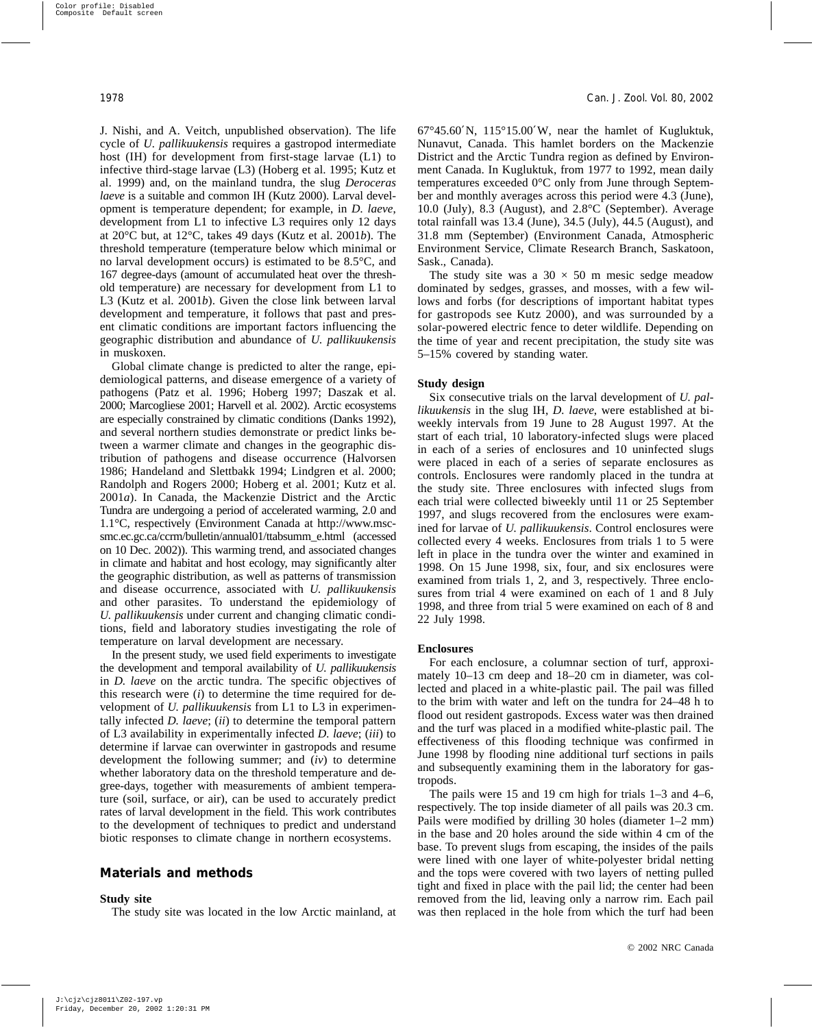J. Nishi, and A. Veitch, unpublished observation). The life cycle of *U. pallikuukensis* requires a gastropod intermediate host (IH) for development from first-stage larvae (L1) to infective third-stage larvae (L3) (Hoberg et al. 1995; Kutz et al. 1999) and, on the mainland tundra, the slug *Deroceras laeve* is a suitable and common IH (Kutz 2000). Larval development is temperature dependent; for example, in *D. laeve*, development from L1 to infective L3 requires only 12 days at 20°C but, at 12°C, takes 49 days (Kutz et al. 2001*b*). The threshold temperature (temperature below which minimal or no larval development occurs) is estimated to be 8.5°C, and 167 degree-days (amount of accumulated heat over the threshold temperature) are necessary for development from L1 to L3 (Kutz et al. 2001*b*). Given the close link between larval development and temperature, it follows that past and present climatic conditions are important factors influencing the geographic distribution and abundance of *U. pallikuukensis* in muskoxen.

Global climate change is predicted to alter the range, epidemiological patterns, and disease emergence of a variety of pathogens (Patz et al. 1996; Hoberg 1997; Daszak et al. 2000; Marcogliese 2001; Harvell et al. 2002). Arctic ecosystems are especially constrained by climatic conditions (Danks 1992), and several northern studies demonstrate or predict links between a warmer climate and changes in the geographic distribution of pathogens and disease occurrence (Halvorsen 1986; Handeland and Slettbakk 1994; Lindgren et al. 2000; Randolph and Rogers 2000; Hoberg et al. 2001; Kutz et al. 2001*a*). In Canada, the Mackenzie District and the Arctic Tundra are undergoing a period of accelerated warming, 2.0 and 1.1°C, respectively (Environment Canada at http://www.msc-smc.ec.gc.ca/ccrm/bulletin/annual01/ttabsumm_e.html (accessed on 10 Dec. 2002)). This warming trend, and associated changes in climate and habitat and host ecology, may significantly alter the geographic distribution, as well as patterns of transmission and disease occurrence, associated with *U. pallikuukensis* and other parasites. To understand the epidemiology of *U. pallikuukensis* under current and changing climatic conditions, field and laboratory studies investigating the role of temperature on larval development are necessary.

In the present study, we used field experiments to investigate the development and temporal availability of *U. pallikuukensis* in *D. laeve* on the arctic tundra. The specific objectives of this research were (*i*) to determine the time required for development of *U. pallikuukensis* from L1 to L3 in experimentally infected *D. laeve*; (*ii*) to determine the temporal pattern of L3 availability in experimentally infected *D. laeve*; (*iii*) to determine if larvae can overwinter in gastropods and resume development the following summer; and (*iv*) to determine whether laboratory data on the threshold temperature and degree-days, together with measurements of ambient temperature (soil, surface, or air), can be used to accurately predict rates of larval development in the field. This work contributes to the development of techniques to predict and understand biotic responses to climate change in northern ecosystems.

## Materials and methods

### Study site

The study site was located in the low Arctic mainland, at 67°45.60′N, 115°15.00′W, near the hamlet of Kugluktuk, Nunavut, Canada. This hamlet borders on the Mackenzie District and the Arctic Tundra region as defined by Environment Canada. In Kugluktuk, from 1977 to 1992, mean daily temperatures exceeded 0°C only from June through September and monthly averages across this period were 4.3 (June), 10.0 (July), 8.3 (August), and 2.8°C (September). Average total rainfall was 13.4 (June), 34.5 (July), 44.5 (August), and 31.8 mm (September) (Environment Canada, Atmospheric Environment Service, Climate Research Branch, Saskatoon, Sask., Canada).

The study site was a 30 × 50 m mesic sedge meadow dominated by sedges, grasses, and mosses, with a few willows and forbs (for descriptions of important habitat types for gastropods see Kutz 2000), and was surrounded by a solar-powered electric fence to deter wildlife. Depending on the time of year and recent precipitation, the study site was 5–15% covered by standing water.

### Study design

Six consecutive trials on the larval development of *U. pallikuukensis* in the slug IH, *D. laeve*, were established at biweekly intervals from 19 June to 28 August 1997. At the start of each trial, 10 laboratory-infected slugs were placed in each of a series of enclosures and 10 uninfected slugs were placed in each of a series of separate enclosures as controls. Enclosures were randomly placed in the tundra at the study site. Three enclosures with infected slugs from each trial were collected biweekly until 11 or 25 September 1997, and slugs recovered from the enclosures were examined for larvae of *U. pallikuukensis*. Control enclosures were collected every 4 weeks. Enclosures from trials 1 to 5 were left in place in the tundra over the winter and examined in 1998. On 15 June 1998, six, four, and six enclosures were examined from trials 1, 2, and 3, respectively. Three enclosures from trial 4 were examined on each of 1 and 8 July 1998, and three from trial 5 were examined on each of 8 and 22 July 1998.

### Enclosures

For each enclosure, a columnar section of turf, approximately 10–13 cm deep and 18–20 cm in diameter, was collected and placed in a white-plastic pail. The pail was filled to the brim with water and left on the tundra for 24–48 h to flood out resident gastropods. Excess water was then drained and the turf was placed in a modified white-plastic pail. The effectiveness of this flooding technique was confirmed in June 1998 by flooding nine additional turf sections in pails and subsequently examining them in the laboratory for gastropods.

The pails were 15 and 19 cm high for trials 1–3 and 4–6, respectively. The top inside diameter of all pails was 20.3 cm. Pails were modified by drilling 30 holes (diameter 1–2 mm) in the base and 20 holes around the side within 4 cm of the base. To prevent slugs from escaping, the insides of the pails were lined with one layer of white-polyester bridal netting and the tops were covered with two layers of netting pulled tight and fixed in place with the pail lid; the center had been removed from the lid, leaving only a narrow rim. Each pail was then replaced in the hole from which the turf had been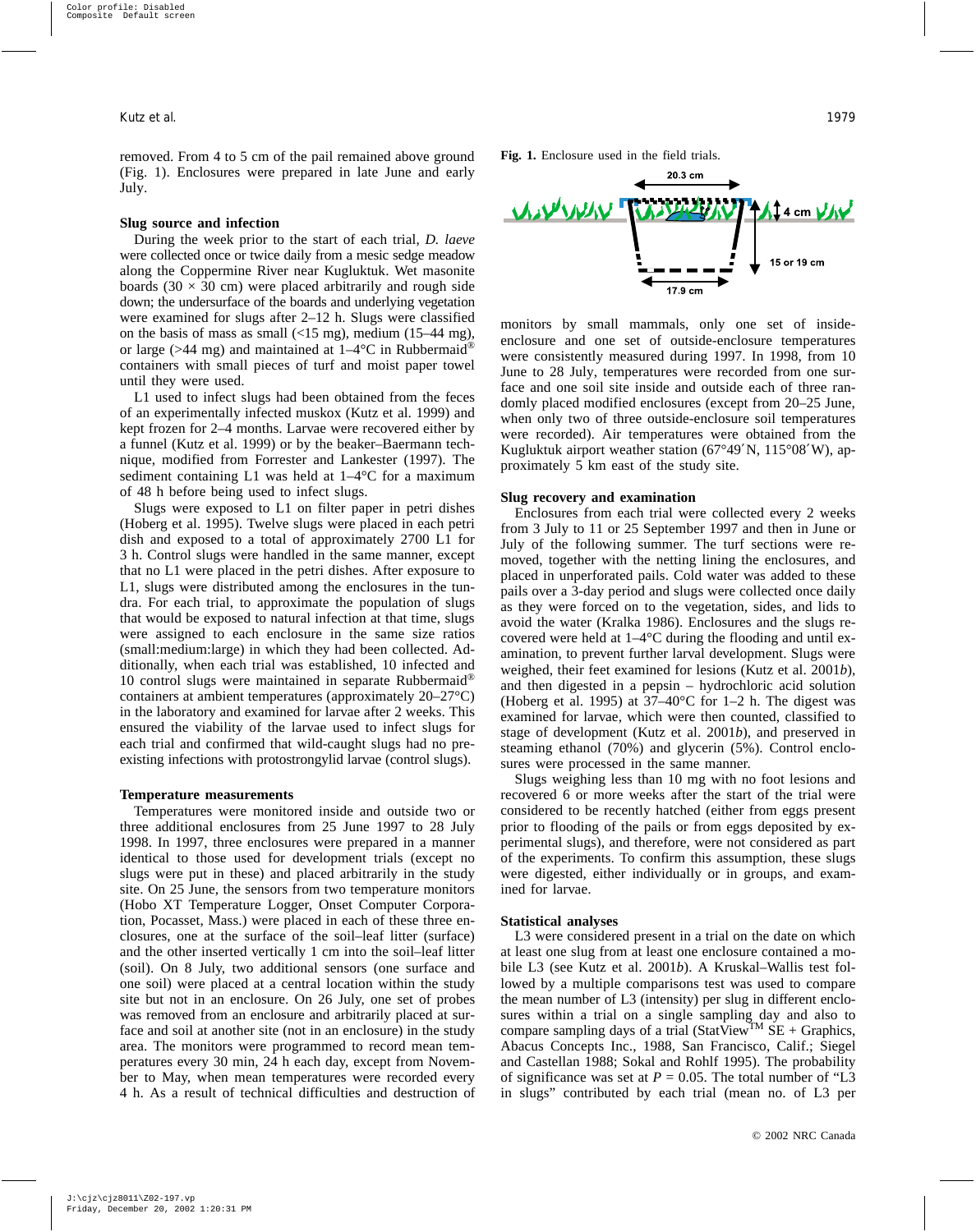removed. From 4 to 5 cm of the pail remained above ground (Fig. 1). Enclosures were prepared in late June and early July.

### Slug source and infection

During the week prior to the start of each trial, *D. laeve* were collected once or twice daily from a mesic sedge meadow along the Coppermine River near Kugluktuk. Wet masonite boards (30 × 30 cm) were placed arbitrarily and rough side down; the undersurface of the boards and underlying vegetation were examined for slugs after 2–12 h. Slugs were classified on the basis of mass as small (<15 mg), medium (15–44 mg), or large (>44 mg) and maintained at 1–4°C in Rubbermaid® containers with small pieces of turf and moist paper towel until they were used.

L1 used to infect slugs had been obtained from the feces of an experimentally infected muskox (Kutz et al. 1999) and kept frozen for 2–4 months. Larvae were recovered either by a funnel (Kutz et al. 1999) or by the beaker–Baermann technique, modified from Forrester and Lankester (1997). The sediment containing L1 was held at 1–4°C for a maximum of 48 h before being used to infect slugs.

Slugs were exposed to L1 on filter paper in petri dishes (Hoberg et al. 1995). Twelve slugs were placed in each petri dish and exposed to a total of approximately 2700 L1 for 3 h. Control slugs were handled in the same manner, except that no L1 were placed in the petri dishes. After exposure to L1, slugs were distributed among the enclosures in the tundra. For each trial, to approximate the population of slugs that would be exposed to natural infection at that time, slugs were assigned to each enclosure in the same size ratios (small:medium:large) in which they had been collected. Additionally, when each trial was established, 10 infected and 10 control slugs were maintained in separate Rubbermaid® containers at ambient temperatures (approximately 20–27°C) in the laboratory and examined for larvae after 2 weeks. This ensured the viability of the larvae used to infect slugs for each trial and confirmed that wild-caught slugs had no preexisting infections with protostrongylid larvae (control slugs).

### Temperature measurements

Temperatures were monitored inside and outside two or three additional enclosures from 25 June 1997 to 28 July 1998. In 1997, three enclosures were prepared in a manner identical to those used for development trials (except no slugs were put in these) and placed arbitrarily in the study site. On 25 June, the sensors from two temperature monitors (Hobo XT Temperature Logger, Onset Computer Corporation, Pocasset, Mass.) were placed in each of these three enclosures, one at the surface of the soil–leaf litter (surface) and the other inserted vertically 1 cm into the soil–leaf litter (soil). On 8 July, two additional sensors (one surface and one soil) were placed at a central location within the study site but not in an enclosure. On 26 July, one set of probes was removed from an enclosure and arbitrarily placed at surface and soil at another site (not in an enclosure) in the study area. The monitors were programmed to record mean temperatures every 30 min, 24 h each day, except from November to May, when mean temperatures were recorded every 4 h. As a result of technical difficulties and destruction of monitors by small mammals, only one set of inside-enclosure and one set of outside-enclosure temperatures were consistently measured during 1997. In 1998, from 10 June to 28 July, temperatures were recorded from one surface and one soil site inside and outside each of three randomly placed modified enclosures (except from 20–25 June, when only two of three outside-enclosure soil temperatures were recorded). Air temperatures were obtained from the Kugluktuk airport weather station (67°49′N, 115°08′W), approximately 5 km east of the study site.

**Fig. 1.** Enclosure used in the field trials.

### Slug recovery and examination

Enclosures from each trial were collected every 2 weeks from 3 July to 11 or 25 September 1997 and then in June or July of the following summer. The turf sections were removed, together with the netting lining the enclosures, and placed in unperforated pails. Cold water was added to these pails over a 3-day period and slugs were collected once daily as they were forced on to the vegetation, sides, and lids to avoid the water (Kralka 1986). Enclosures and the slugs recovered were held at 1–4°C during the flooding and until examination, to prevent further larval development. Slugs were weighed, their feet examined for lesions (Kutz et al. 2001*b*), and then digested in a pepsin – hydrochloric acid solution (Hoberg et al. 1995) at 37–40°C for 1–2 h. The digest was examined for larvae, which were then counted, classified to stage of development (Kutz et al. 2001*b*), and preserved in steaming ethanol (70%) and glycerin (5%). Control enclosures were processed in the same manner.

Slugs weighing less than 10 mg with no foot lesions and recovered 6 or more weeks after the start of the trial were considered to be recently hatched (either from eggs present prior to flooding of the pails or from eggs deposited by experimental slugs), and therefore, were not considered as part of the experiments. To confirm this assumption, these slugs were digested, either individually or in groups, and examined for larvae.

### Statistical analyses

L3 were considered present in a trial on the date on which at least one slug from at least one enclosure contained a mobile L3 (see Kutz et al. 2001*b*). A Kruskal–Wallis test followed by a multiple comparisons test was used to compare the mean number of L3 (intensity) per slug in different enclosures within a trial on a single sampling day and also to compare sampling days of a trial (StatView™ SE + Graphics, Abacus Concepts Inc., 1988, San Francisco, Calif.; Siegel and Castellan 1988; Sokal and Rohlf 1995). The probability of significance was set at $P = 0.05$. The total number of "L3 in slugs" contributed by each trial (mean no. of L3 per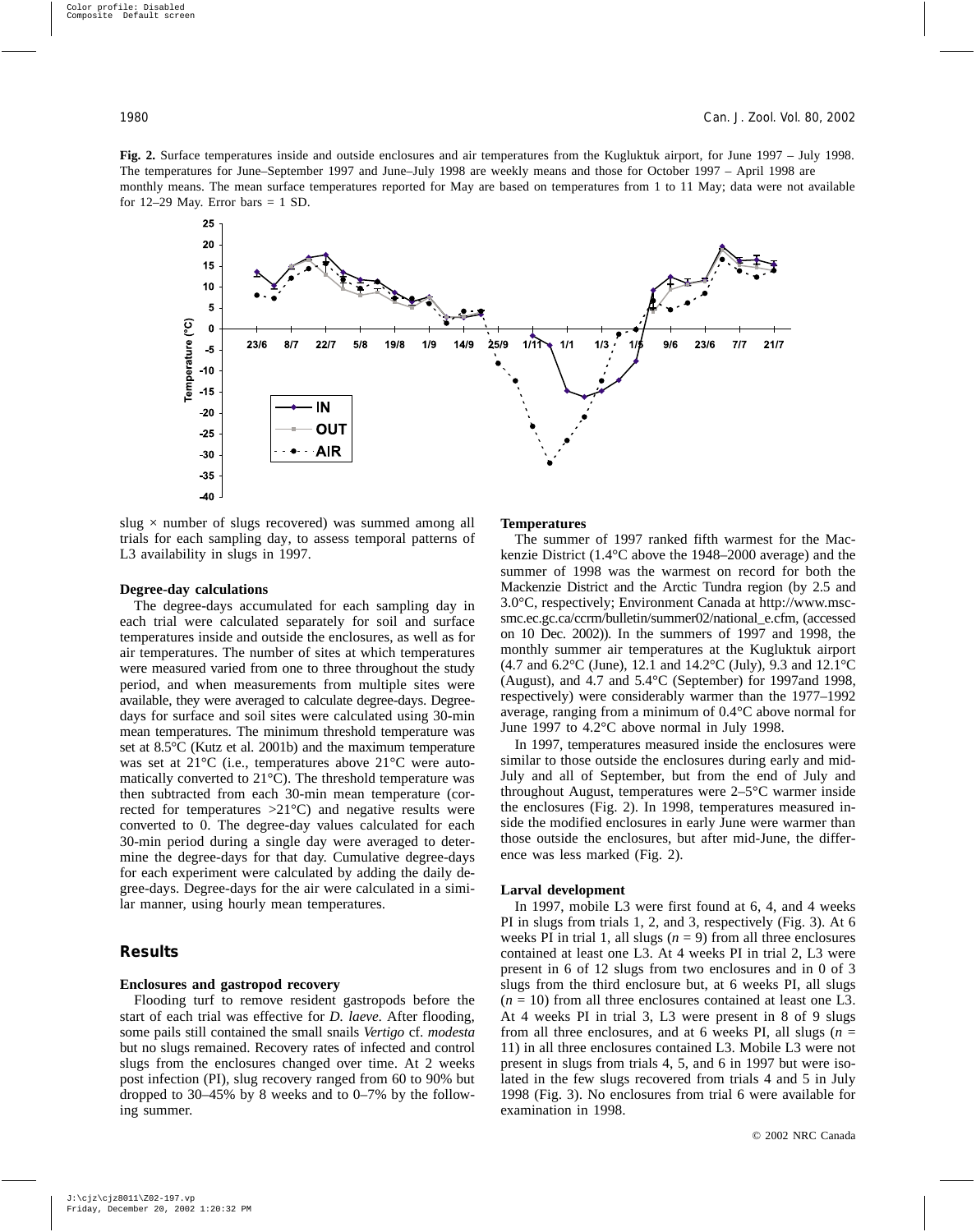**Fig. 2.** Surface temperatures inside and outside enclosures and air temperatures from the Kugluktuk airport, for June 1997 – July 1998. The temperatures for June–September 1997 and June–July 1998 are weekly means and those for October 1997 – April 1998 are monthly means. The mean surface temperatures reported for May are based on temperatures from 1 to 11 May; data were not available for 12–29 May. Error bars = 1 SD.

slug × number of slugs recovered) was summed among all trials for each sampling day, to assess temporal patterns of L3 availability in slugs in 1997.

### Degree-day calculations

The degree-days accumulated for each sampling day in each trial were calculated separately for soil and surface temperatures inside and outside the enclosures, as well as for air temperatures. The number of sites at which temperatures were measured varied from one to three throughout the study period, and when measurements from multiple sites were available, they were averaged to calculate degree-days. Degree-days for surface and soil sites were calculated using 30-min mean temperatures. The minimum threshold temperature was set at 8.5°C (Kutz et al. 2001b) and the maximum temperature was set at 21°C (i.e., temperatures above 21°C were automatically converted to 21°C). The threshold temperature was then subtracted from each 30-min mean temperature (corrected for temperatures >21°C) and negative results were converted to 0. The degree-day values calculated for each 30-min period during a single day were averaged to determine the degree-days for that day. Cumulative degree-days for each experiment were calculated by adding the daily degree-days. Degree-days for the air were calculated in a similar manner, using hourly mean temperatures.

## Results

### Enclosures and gastropod recovery

Flooding turf to remove resident gastropods before the start of each trial was effective for *D. laeve*. After flooding, some pails still contained the small snails *Vertigo* cf. *modesta* but no slugs remained. Recovery rates of infected and control slugs from the enclosures changed over time. At 2 weeks post infection (PI), slug recovery ranged from 60 to 90% but dropped to 30–45% by 8 weeks and to 0–7% by the following summer.

### Temperatures

The summer of 1997 ranked fifth warmest for the Mackenzie District (1.4°C above the 1948–2000 average) and the summer of 1998 was the warmest on record for both the Mackenzie District and the Arctic Tundra region (by 2.5 and 3.0°C, respectively; Environment Canada at http://www.msc-smc.ec.gc.ca/ccrm/bulletin/summer02/national_e.cfm, (accessed on 10 Dec. 2002)). In the summers of 1997 and 1998, the monthly summer air temperatures at the Kugluktuk airport (4.7 and 6.2°C (June), 12.1 and 14.2°C (July), 9.3 and 12.1°C (August), and 4.7 and 5.4°C (September) for 1997and 1998, respectively) were considerably warmer than the 1977–1992 average, ranging from a minimum of 0.4°C above normal for June 1997 to 4.2°C above normal in July 1998.

In 1997, temperatures measured inside the enclosures were similar to those outside the enclosures during early and mid-July and all of September, but from the end of July and throughout August, temperatures were 2–5°C warmer inside the enclosures (Fig. 2). In 1998, temperatures measured inside the modified enclosures in early June were warmer than those outside the enclosures, but after mid-June, the difference was less marked (Fig. 2).

### Larval development

In 1997, mobile L3 were first found at 6, 4, and 4 weeks PI in slugs from trials 1, 2, and 3, respectively (Fig. 3). At 6 weeks PI in trial 1, all slugs ($n$ = 9) from all three enclosures contained at least one L3. At 4 weeks PI in trial 2, L3 were present in 6 of 12 slugs from two enclosures and in 0 of 3 slugs from the third enclosure but, at 6 weeks PI, all slugs ($n$ = 10) from all three enclosures contained at least one L3. At 4 weeks PI in trial 3, L3 were present in 8 of 9 slugs from all three enclosures, and at 6 weeks PI, all slugs ($n$ = 11) in all three enclosures contained L3. Mobile L3 were not present in slugs from trials 4, 5, and 6 in 1997 but were isolated in the few slugs recovered from trials 4 and 5 in July 1998 (Fig. 3). No enclosures from trial 6 were available for examination in 1998.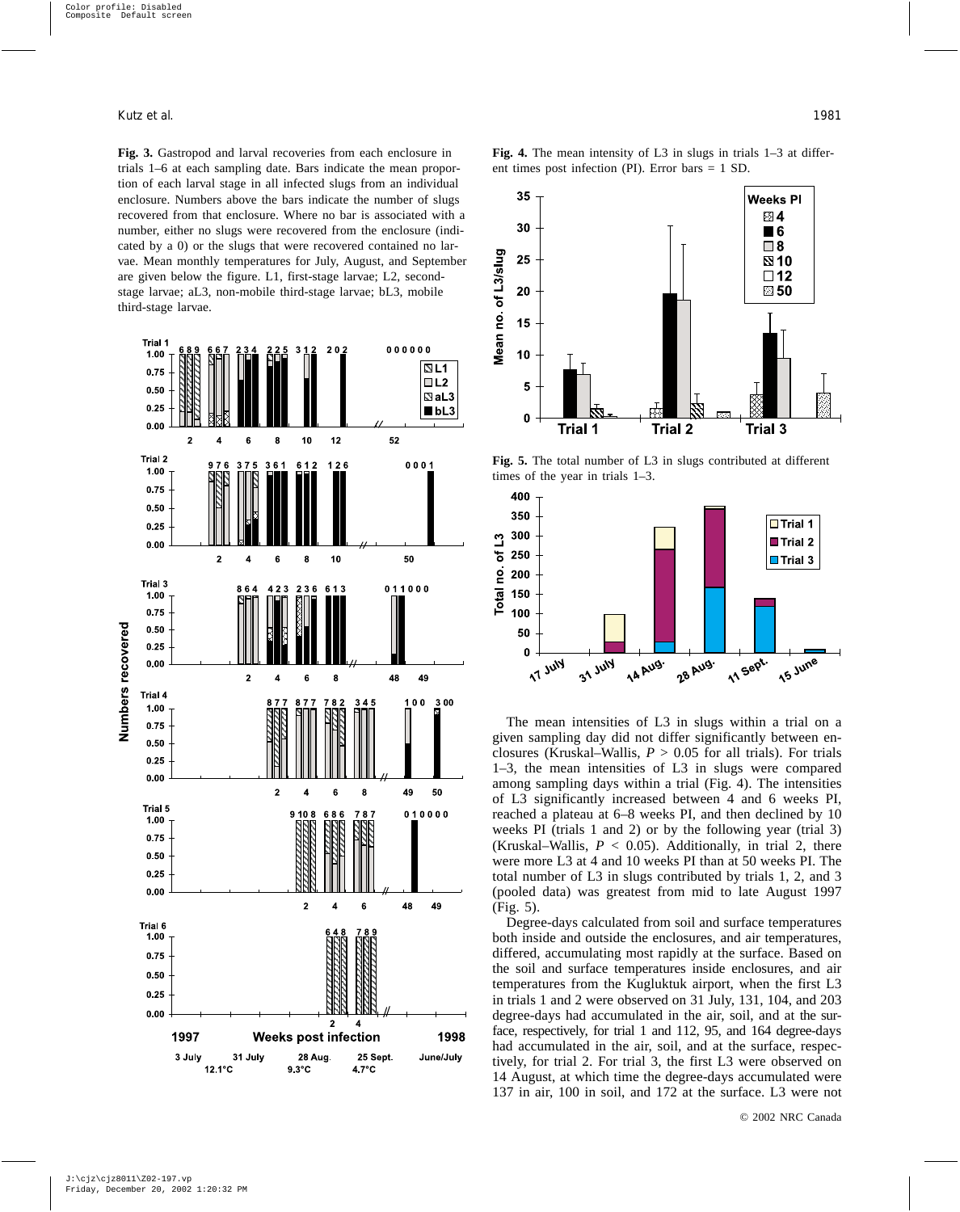**Fig. 3.** Gastropod and larval recoveries from each enclosure in trials 1–6 at each sampling date. Bars indicate the mean proportion of each larval stage in all infected slugs from an individual enclosure. Numbers above the bars indicate the number of slugs recovered from that enclosure. Where no bar is associated with a number, either no slugs were recovered from the enclosure (indicated by a 0) or the slugs that were recovered contained no larvae. Mean monthly temperatures for July, August, and September are given below the figure. L1, first-stage larvae; L2, second-stage larvae; aL3, non-mobile third-stage larvae; bL3, mobile third-stage larvae.

**Fig. 4.** The mean intensity of L3 in slugs in trials 1–3 at different times post infection (PI). Error bars = 1 SD.

**Fig. 5.** The total number of L3 in slugs contributed at different times of the year in trials 1–3.

The mean intensities of L3 in slugs within a trial on a given sampling day did not differ significantly between enclosures (Kruskal–Wallis, $P > 0.05$ for all trials). For trials 1–3, the mean intensities of L3 in slugs were compared among sampling days within a trial (Fig. 4). The intensities of L3 significantly increased between 4 and 6 weeks PI, reached a plateau at 6–8 weeks PI, and then declined by 10 weeks PI (trials 1 and 2) or by the following year (trial 3) (Kruskal–Wallis, $P < 0.05$). Additionally, in trial 2, there were more L3 at 4 and 10 weeks PI than at 50 weeks PI. The total number of L3 in slugs contributed by trials 1, 2, and 3 (pooled data) was greatest from mid to late August 1997 (Fig. 5).

Degree-days calculated from soil and surface temperatures both inside and outside the enclosures, and air temperatures, differed, accumulating most rapidly at the surface. Based on the soil and surface temperatures inside enclosures, and air temperatures from the Kugluktuk airport, when the first L3 in trials 1 and 2 were observed on 31 July, 131, 104, and 203 degree-days had accumulated in the air, soil, and at the surface, respectively, for trial 1 and 112, 95, and 164 degree-days had accumulated in the air, soil, and at the surface, respectively, for trial 2. For trial 3, the first L3 were observed on 14 August, at which time the degree-days accumulated were 137 in air, 100 in soil, and 172 at the surface. L3 were not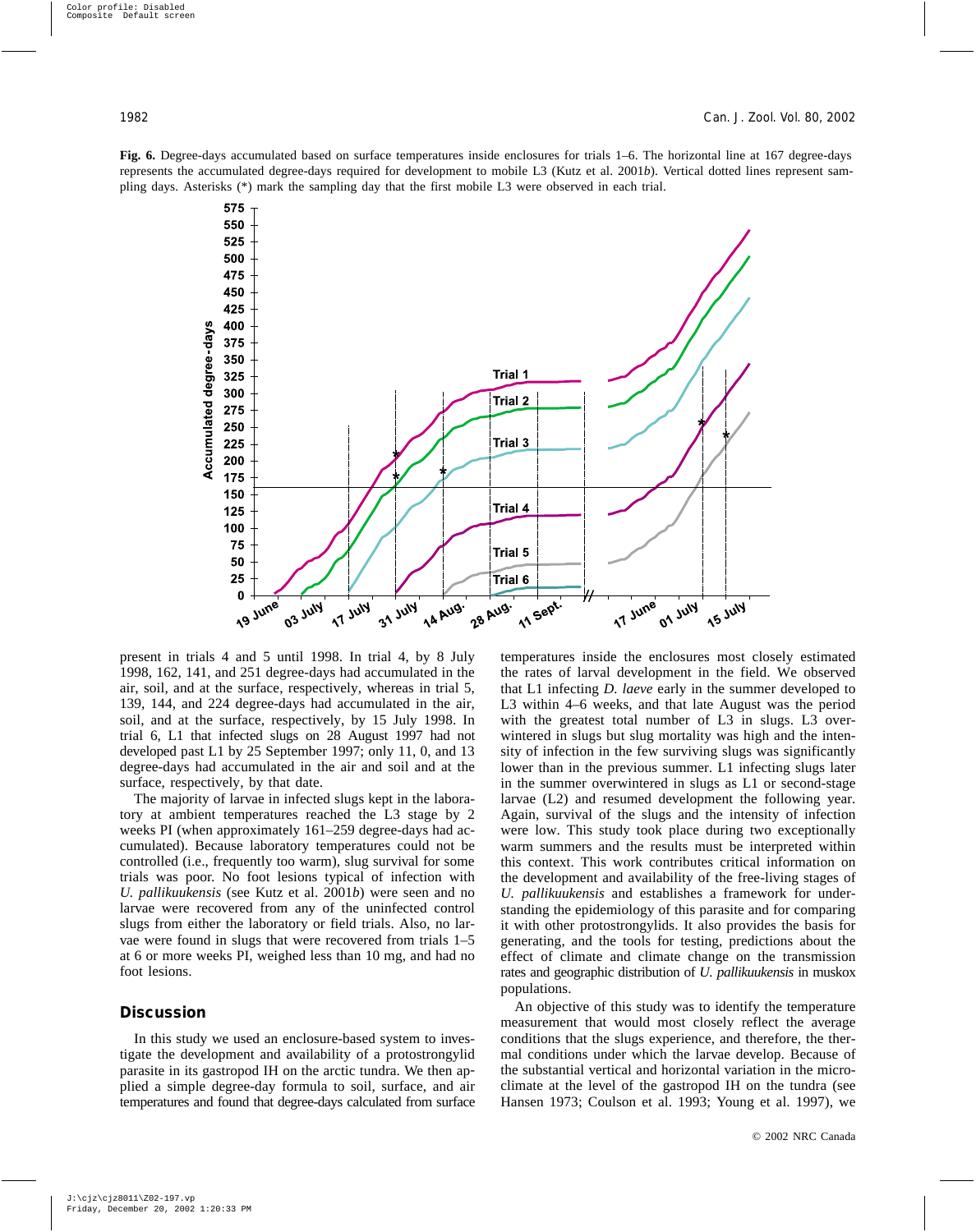**Fig. 6.** Degree-days accumulated based on surface temperatures inside enclosures for trials 1–6. The horizontal line at 167 degree-days represents the accumulated degree-days required for development to mobile L3 (Kutz et al. 2001*b*). Vertical dotted lines represent sampling days. Asterisks (*) mark the sampling day that the first mobile L3 were observed in each trial.

present in trials 4 and 5 until 1998. In trial 4, by 8 July 1998, 162, 141, and 251 degree-days had accumulated in the air, soil, and at the surface, respectively, whereas in trial 5, 139, 144, and 224 degree-days had accumulated in the air, soil, and at the surface, respectively, by 15 July 1998. In trial 6, L1 that infected slugs on 28 August 1997 had not developed past L1 by 25 September 1997; only 11, 0, and 13 degree-days had accumulated in the air and soil and at the surface, respectively, by that date.

The majority of larvae in infected slugs kept in the laboratory at ambient temperatures reached the L3 stage by 2 weeks PI (when approximately 161–259 degree-days had accumulated). Because laboratory temperatures could not be controlled (i.e., frequently too warm), slug survival for some trials was poor. No foot lesions typical of infection with *U. pallikuukensis* (see Kutz et al. 2001*b*) were seen and no larvae were recovered from any of the uninfected control slugs from either the laboratory or field trials. Also, no larvae were found in slugs that were recovered from trials 1–5 at 6 or more weeks PI, weighed less than 10 mg, and had no foot lesions.

## Discussion

In this study we used an enclosure-based system to investigate the development and availability of a protostrongylid parasite in its gastropod IH on the arctic tundra. We then applied a simple degree-day formula to soil, surface, and air temperatures and found that degree-days calculated from surface temperatures inside the enclosures most closely estimated the rates of larval development in the field. We observed that L1 infecting *D. laeve* early in the summer developed to L3 within 4–6 weeks, and that late August was the period with the greatest total number of L3 in slugs. L3 overwintered in slugs but slug mortality was high and the intensity of infection in the few surviving slugs was significantly lower than in the previous summer. L1 infecting slugs later in the summer overwintered in slugs as L1 or second-stage larvae (L2) and resumed development the following year. Again, survival of the slugs and the intensity of infection were low. This study took place during two exceptionally warm summers and the results must be interpreted within this context. This work contributes critical information on the development and availability of the free-living stages of *U. pallikuukensis* and establishes a framework for understanding the epidemiology of this parasite and for comparing it with other protostrongylids. It also provides the basis for generating, and the tools for testing, predictions about the effect of climate and climate change on the transmission rates and geographic distribution of *U. pallikuukensis* in muskox populations.

An objective of this study was to identify the temperature measurement that would most closely reflect the average conditions that the slugs experience, and therefore, the thermal conditions under which the larvae develop. Because of the substantial vertical and horizontal variation in the microclimate at the level of the gastropod IH on the tundra (see Hansen 1973; Coulson et al. 1993; Young et al. 1997), we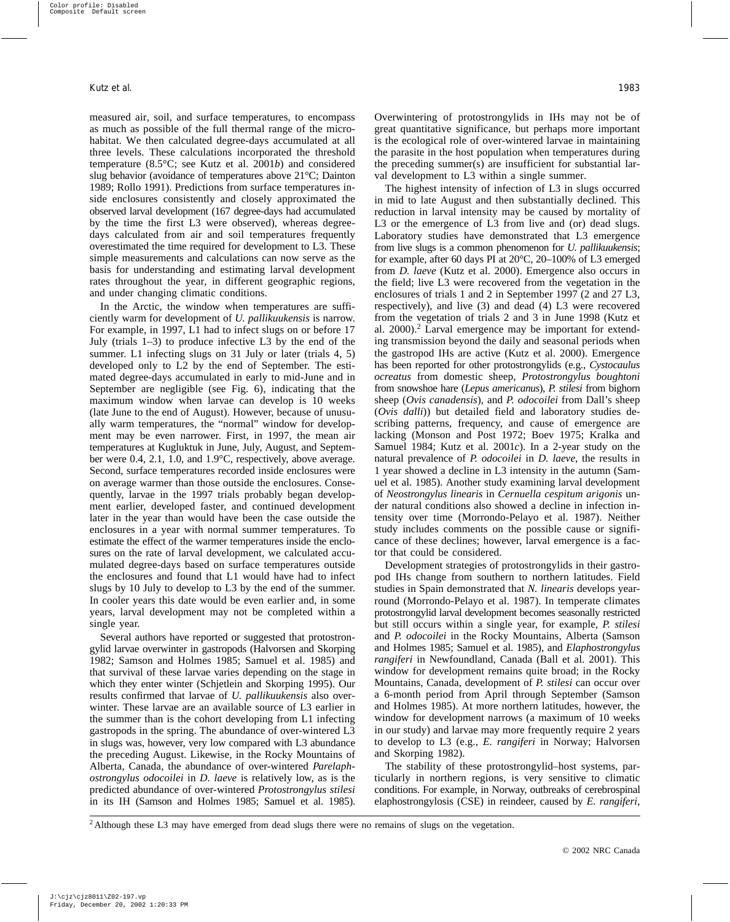measured air, soil, and surface temperatures, to encompass as much as possible of the full thermal range of the microhabitat. We then calculated degree-days accumulated at all three levels. These calculations incorporated the threshold temperature (8.5°C; see Kutz et al. 2001*b*) and considered slug behavior (avoidance of temperatures above 21°C; Dainton 1989; Rollo 1991). Predictions from surface temperatures inside enclosures consistently and closely approximated the observed larval development (167 degree-days had accumulated by the time the first L3 were observed), whereas degree-days calculated from air and soil temperatures frequently overestimated the time required for development to L3. These simple measurements and calculations can now serve as the basis for understanding and estimating larval development rates throughout the year, in different geographic regions, and under changing climatic conditions.

In the Arctic, the window when temperatures are sufficiently warm for development of *U. pallikuukensis* is narrow. For example, in 1997, L1 had to infect slugs on or before 17 July (trials 1–3) to produce infective L3 by the end of the summer. L1 infecting slugs on 31 July or later (trials 4, 5) developed only to L2 by the end of September. The estimated degree-days accumulated in early to mid-June and in September are negligible (see Fig. 6), indicating that the maximum window when larvae can develop is 10 weeks (late June to the end of August). However, because of unusually warm temperatures, the "normal" window for development may be even narrower. First, in 1997, the mean air temperatures at Kugluktuk in June, July, August, and September were 0.4, 2.1, 1.0, and 1.9°C, respectively, above average. Second, surface temperatures recorded inside enclosures were on average warmer than those outside the enclosures. Consequently, larvae in the 1997 trials probably began development earlier, developed faster, and continued development later in the year than would have been the case outside the enclosures in a year with normal summer temperatures. To estimate the effect of the warmer temperatures inside the enclosures on the rate of larval development, we calculated accumulated degree-days based on surface temperatures outside the enclosures and found that L1 would have had to infect slugs by 10 July to develop to L3 by the end of the summer. In cooler years this date would be even earlier and, in some years, larval development may not be completed within a single year.

Several authors have reported or suggested that protostrongylid larvae overwinter in gastropods (Halvorsen and Skorping 1982; Samson and Holmes 1985; Samuel et al. 1985) and that survival of these larvae varies depending on the stage in which they enter winter (Schjetlein and Skorping 1995). Our results confirmed that larvae of *U. pallikuukensis* also overwinter. These larvae are an available source of L3 earlier in the summer than is the cohort developing from L1 infecting gastropods in the spring. The abundance of over-wintered L3 in slugs was, however, very low compared with L3 abundance the preceding August. Likewise, in the Rocky Mountains of Alberta, Canada, the abundance of over-wintered *Parelaphostrongylus odocoilei* in *D. laeve* is relatively low, as is the predicted abundance of over-wintered *Protostrongylus stilesi* in its IH (Samson and Holmes 1985; Samuel et al. 1985). Overwintering of protostrongylids in IHs may not be of great quantitative significance, but perhaps more important is the ecological role of over-wintered larvae in maintaining the parasite in the host population when temperatures during the preceding summer(s) are insufficient for substantial larval development to L3 within a single summer.

The highest intensity of infection of L3 in slugs occurred in mid to late August and then substantially declined. This reduction in larval intensity may be caused by mortality of L3 or the emergence of L3 from live and (or) dead slugs. Laboratory studies have demonstrated that L3 emergence from live slugs is a common phenomenon for *U. pallikuukensis*; for example, after 60 days PI at 20°C, 20–100% of L3 emerged from *D. laeve* (Kutz et al. 2000). Emergence also occurs in the field; live L3 were recovered from the vegetation in the enclosures of trials 1 and 2 in September 1997 (2 and 27 L3, respectively), and live (3) and dead (4) L3 were recovered from the vegetation of trials 2 and 3 in June 1998 (Kutz et al. 2000).[2] Larval emergence may be important for extending transmission beyond the daily and seasonal periods when the gastropod IHs are active (Kutz et al. 2000). Emergence has been reported for other protostrongylids (e.g., *Cystocaulus ocreatus* from domestic sheep, *Protostrongylus boughtoni* from snowshoe hare (*Lepus americanus*), *P. stilesi* from bighorn sheep (*Ovis canadensis*), and *P. odocoilei* from Dall's sheep (*Ovis dalli*)) but detailed field and laboratory studies describing patterns, frequency, and cause of emergence are lacking (Monson and Post 1972; Boev 1975; Kralka and Samuel 1984; Kutz et al. 2001*c*). In a 2-year study on the natural prevalence of *P. odocoilei* in *D. laeve*, the results in 1 year showed a decline in L3 intensity in the autumn (Samuel et al. 1985). Another study examining larval development of *Neostrongylus linearis* in *Cernuella cespitum arigonis* under natural conditions also showed a decline in infection intensity over time (Morrondo-Pelayo et al. 1987). Neither study includes comments on the possible cause or significance of these declines; however, larval emergence is a factor that could be considered.

Development strategies of protostrongylids in their gastropod IHs change from southern to northern latitudes. Field studies in Spain demonstrated that *N. linearis* develops year-round (Morrondo-Pelayo et al. 1987). In temperate climates protostrongylid larval development becomes seasonally restricted but still occurs within a single year, for example, *P. stilesi* and *P. odocoilei* in the Rocky Mountains, Alberta (Samson and Holmes 1985; Samuel et al. 1985), and *Elaphostrongylus rangiferi* in Newfoundland, Canada (Ball et al. 2001). This window for development remains quite broad; in the Rocky Mountains, Canada, development of *P. stilesi* can occur over a 6-month period from April through September (Samson and Holmes 1985). At more northern latitudes, however, the window for development narrows (a maximum of 10 weeks in our study) and larvae may more frequently require 2 years to develop to L3 (e.g., *E. rangiferi* in Norway; Halvorsen and Skorping 1982).

The stability of these protostrongylid–host systems, particularly in northern regions, is very sensitive to climatic conditions. For example, in Norway, outbreaks of cerebrospinal elaphostrongylosis (CSE) in reindeer, caused by *E. rangiferi*,

[2] Although these L3 may have emerged from dead slugs there were no remains of slugs on the vegetation.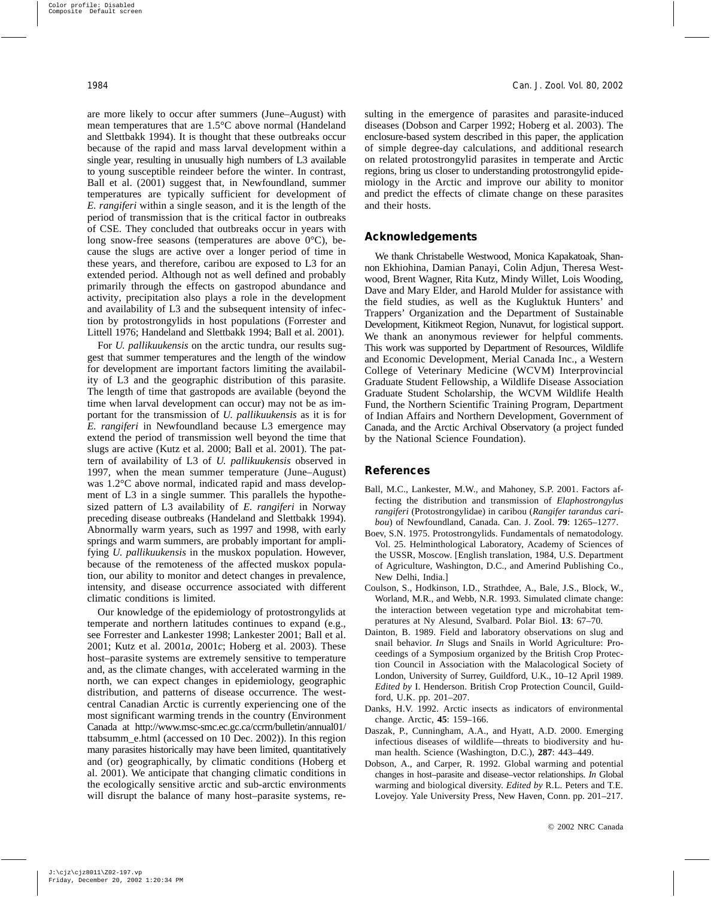are more likely to occur after summers (June–August) with mean temperatures that are 1.5°C above normal (Handeland and Slettbakk 1994). It is thought that these outbreaks occur because of the rapid and mass larval development within a single year, resulting in unusually high numbers of L3 available to young susceptible reindeer before the winter. In contrast, Ball et al. (2001) suggest that, in Newfoundland, summer temperatures are typically sufficient for development of *E. rangiferi* within a single season, and it is the length of the period of transmission that is the critical factor in outbreaks of CSE. They concluded that outbreaks occur in years with long snow-free seasons (temperatures are above 0°C), because the slugs are active over a longer period of time in these years, and therefore, caribou are exposed to L3 for an extended period. Although not as well defined and probably primarily through the effects on gastropod abundance and activity, precipitation also plays a role in the development and availability of L3 and the subsequent intensity of infection by protostrongylids in host populations (Forrester and Littell 1976; Handeland and Slettbakk 1994; Ball et al. 2001).

For *U. pallikuukensis* on the arctic tundra, our results suggest that summer temperatures and the length of the window for development are important factors limiting the availability of L3 and the geographic distribution of this parasite. The length of time that gastropods are available (beyond the time when larval development can occur) may not be as important for the transmission of *U. pallikuukensis* as it is for *E. rangiferi* in Newfoundland because L3 emergence may extend the period of transmission well beyond the time that slugs are active (Kutz et al. 2000; Ball et al. 2001). The pattern of availability of L3 of *U. pallikuukensis* observed in 1997, when the mean summer temperature (June–August) was 1.2°C above normal, indicated rapid and mass development of L3 in a single summer. This parallels the hypothesized pattern of L3 availability of *E. rangiferi* in Norway preceding disease outbreaks (Handeland and Slettbakk 1994). Abnormally warm years, such as 1997 and 1998, with early springs and warm summers, are probably important for amplifying *U. pallikuukensis* in the muskox population. However, because of the remoteness of the affected muskox population, our ability to monitor and detect changes in prevalence, intensity, and disease occurrence associated with different climatic conditions is limited.

Our knowledge of the epidemiology of protostrongylids at temperate and northern latitudes continues to expand (e.g., see Forrester and Lankester 1998; Lankester 2001; Ball et al. 2001; Kutz et al. 2001*a*, 2001*c*; Hoberg et al. 2003). These host–parasite systems are extremely sensitive to temperature and, as the climate changes, with accelerated warming in the north, we can expect changes in epidemiology, geographic distribution, and patterns of disease occurrence. The west-central Canadian Arctic is currently experiencing one of the most significant warming trends in the country (Environment Canada at http://www.msc-smc.ec.gc.ca/ccrm/bulletin/annual01/ttabsumm_e.html (accessed on 10 Dec. 2002)). In this region many parasites historically may have been limited, quantitatively and (or) geographically, by climatic conditions (Hoberg et al. 2001). We anticipate that changing climatic conditions in the ecologically sensitive arctic and sub-arctic environments will disrupt the balance of many host–parasite systems, resulting in the emergence of parasites and parasite-induced diseases (Dobson and Carper 1992; Hoberg et al. 2003). The enclosure-based system described in this paper, the application of simple degree-day calculations, and additional research on related protostrongylid parasites in temperate and Arctic regions, bring us closer to understanding protostrongylid epidemiology in the Arctic and improve our ability to monitor and predict the effects of climate change on these parasites and their hosts.

## Acknowledgements

We thank Christabelle Westwood, Monica Kapakatoak, Shannon Ekhiohina, Damian Panayi, Colin Adjun, Theresa Westwood, Brent Wagner, Rita Kutz, Mindy Willet, Lois Wooding, Dave and Mary Elder, and Harold Mulder for assistance with the field studies, as well as the Kugluktuk Hunters' and Trappers' Organization and the Department of Sustainable Development, Kitikmeot Region, Nunavut, for logistical support. We thank an anonymous reviewer for helpful comments. This work was supported by Department of Resources, Wildlife and Economic Development, Merial Canada Inc., a Western College of Veterinary Medicine (WCVM) Interprovincial Graduate Student Fellowship, a Wildlife Disease Association Graduate Student Scholarship, the WCVM Wildlife Health Fund, the Northern Scientific Training Program, Department of Indian Affairs and Northern Development, Government of Canada, and the Arctic Archival Observatory (a project funded by the National Science Foundation).

## References

Ball, M.C., Lankester, M.W., and Mahoney, S.P. 2001. Factors affecting the distribution and transmission of *Elaphostrongylus rangiferi* (Protostrongylidae) in caribou (*Rangifer tarandus caribou*) of Newfoundland, Canada. Can. J. Zool. **79**: 1265–1277.

Boev, S.N. 1975. Protostrongylids. Fundamentals of nematodology. Vol. 25. Helminthological Laboratory, Academy of Sciences of the USSR, Moscow. [English translation, 1984, U.S. Department of Agriculture, Washington, D.C., and Amerind Publishing Co., New Delhi, India.]

Coulson, S., Hodkinson, I.D., Strathdee, A., Bale, J.S., Block, W., Worland, M.R., and Webb, N.R. 1993. Simulated climate change: the interaction between vegetation type and microhabitat temperatures at Ny Alesund, Svalbard. Polar Biol. **13**: 67–70.

Dainton, B. 1989. Field and laboratory observations on slug and snail behavior. *In* Slugs and Snails in World Agriculture: Proceedings of a Symposium organized by the British Crop Protection Council in Association with the Malacological Society of London, University of Surrey, Guildford, U.K., 10–12 April 1989. *Edited by* I. Henderson. British Crop Protection Council, Guildford, U.K. pp. 201–207.

Danks, H.V. 1992. Arctic insects as indicators of environmental change. Arctic, **45**: 159–166.

Daszak, P., Cunningham, A.A., and Hyatt, A.D. 2000. Emerging infectious diseases of wildlife—threats to biodiversity and human health. Science (Washington, D.C.), **287**: 443–449.

Dobson, A., and Carper, R. 1992. Global warming and potential changes in host–parasite and disease–vector relationships. *In* Global warming and biological diversity. *Edited by* R.L. Peters and T.E. Lovejoy. Yale University Press, New Haven, Conn. pp. 201–217.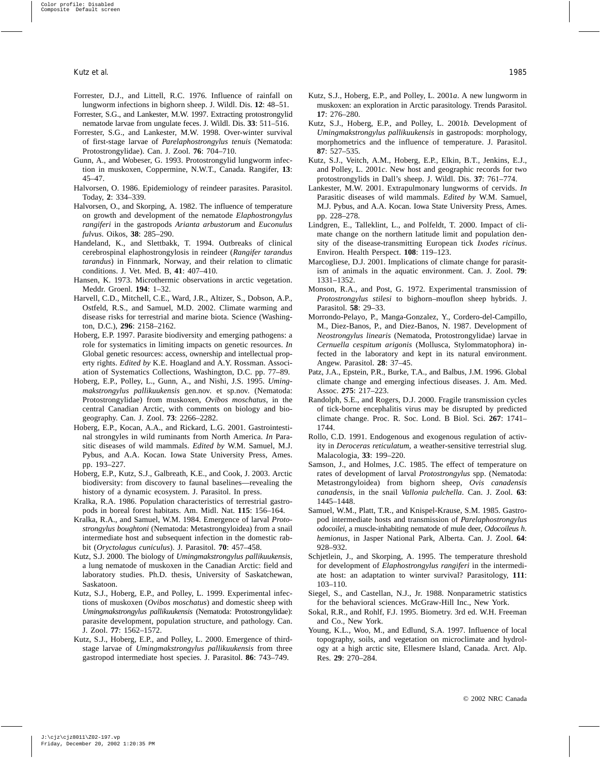Forrester, D.J., and Littell, R.C. 1976. Influence of rainfall on lungworm infections in bighorn sheep. J. Wildl. Dis. **12**: 48–51.

Forrester, S.G., and Lankester, M.W. 1997. Extracting protostrongylid nematode larvae from ungulate feces. J. Wildl. Dis. **33**: 511–516.

Forrester, S.G., and Lankester, M.W. 1998. Over-winter survival of first-stage larvae of *Parelaphostrongylus tenuis* (Nematoda: Protostrongylidae). Can. J. Zool. **76**: 704–710.

Gunn, A., and Wobeser, G. 1993. Protostrongylid lungworm infection in muskoxen, Coppermine, N.W.T., Canada. Rangifer, **13**: 45–47.

Halvorsen, O. 1986. Epidemiology of reindeer parasites. Parasitol. Today, **2**: 334–339.

Halvorsen, O., and Skorping, A. 1982. The influence of temperature on growth and development of the nematode *Elaphostrongylus rangiferi* in the gastropods *Arianta arbustorum* and *Euconulus fulvus*. Oikos, **38**: 285–290.

Handeland, K., and Slettbakk, T. 1994. Outbreaks of clinical cerebrospinal elaphostrongylosis in reindeer (*Rangifer tarandus tarandus*) in Finnmark, Norway, and their relation to climatic conditions. J. Vet. Med. B, **41**: 407–410.

Hansen, K. 1973. Microthermic observations in arctic vegetation. Medd. Groenl. **194**: 1–32.

Harvell, C.D., Mitchell, C.E., Ward, J.R., Altizer, S., Dobson, A.P., Ostfeld, R.S., and Samuel, M.D. 2002. Climate warming and disease risks for terrestrial and marine biota. Science (Washington, D.C.), **296**: 2158–2162.

Hoberg, E.P. 1997. Parasite biodiversity and emerging pathogens: a role for systematics in limiting impacts on genetic resources. *In* Global genetic resources: access, ownership and intellectual property rights. *Edited by* K.E. Hoagland and A.Y. Rossman. Association of Systematics Collections, Washington, D.C. pp. 77–89.

Hoberg, E.P., Polley, L., Gunn, A., and Nishi, J.S. 1995. *Umingmakstrongylus pallikuukensis* gen.nov. et sp.nov. (Nematoda: Protostrongylidae) from muskoxen, *Ovibos moschatus*, in the central Canadian Arctic, with comments on biology and biogeography. Can. J. Zool. **73**: 2266–2282.

Hoberg, E.P., Kocan, A.A., and Rickard, L.G. 2001. Gastrointestinal strongyles in wild ruminants from North America. *In* Parasitic diseases of wild mammals. *Edited by* W.M. Samuel, M.J. Pybus, and A.A. Kocan. Iowa State University Press, Ames. pp. 193–227.

Hoberg, E.P., Kutz, S.J., Galbreath, K.E., and Cook, J. 2003. Arctic biodiversity: from discovery to faunal baselines—revealing the history of a dynamic ecosystem. J. Parasitol. In press.

Kralka, R.A. 1986. Population characteristics of terrestrial gastropods in boreal forest habitats. Am. Midl. Nat. **115**: 156–164.

Kralka, R.A., and Samuel, W.M. 1984. Emergence of larval *Protostrongylus boughtoni* (Nematoda: Metastrongyloidea) from a snail intermediate host and subsequent infection in the domestic rabbit (*Oryctolagus cuniculus*). J. Parasitol. **70**: 457–458.

Kutz, S.J. 2000. The biology of *Umingmakstrongylus pallikuukensis*, a lung nematode of muskoxen in the Canadian Arctic: field and laboratory studies. Ph.D. thesis, University of Saskatchewan, Saskatoon.

Kutz, S.J., Hoberg, E.P., and Polley, L. 1999. Experimental infections of muskoxen (*Ovibos moschatus*) and domestic sheep with *Umingmakstrongylus pallikuukensis* (Nematoda: Protostrongylidae): parasite development, population structure, and pathology. Can. J. Zool. **77**: 1562–1572.

Kutz, S.J., Hoberg, E.P., and Polley, L. 2000. Emergence of third-stage larvae of *Umingmakstrongylus pallikuukensis* from three gastropod intermediate host species. J. Parasitol. **86**: 743–749.

Kutz, S.J., Hoberg, E.P., and Polley, L. 2001*a*. A new lungworm in muskoxen: an exploration in Arctic parasitology. Trends Parasitol. **17**: 276–280.

Kutz, S.J., Hoberg, E.P., and Polley, L. 2001*b*. Development of *Umingmakstrongylus pallikuukensis* in gastropods: morphology, morphometrics and the influence of temperature. J. Parasitol. **87**: 527–535.

Kutz, S.J., Veitch, A.M., Hoberg, E.P., Elkin, B.T., Jenkins, E.J., and Polley, L. 2001*c*. New host and geographic records for two protostrongylids in Dall's sheep. J. Wildl. Dis. **37**: 761–774.

Lankester, M.W. 2001. Extrapulmonary lungworms of cervids. *In* Parasitic diseases of wild mammals. *Edited by* W.M. Samuel, M.J. Pybus, and A.A. Kocan. Iowa State University Press, Ames. pp. 228–278.

Lindgren, E., Talleklint, L., and Polfeldt, T. 2000. Impact of climate change on the northern latitude limit and population density of the disease-transmitting European tick *Ixodes ricinus*. Environ. Health Perspect. **108**: 119–123.

Marcogliese, D.J. 2001. Implications of climate change for parasitism of animals in the aquatic environment. Can. J. Zool. **79**: 1331–1352.

Monson, R.A., and Post, G. 1972. Experimental transmission of *Protostrongylus stilesi* to bighorn–mouflon sheep hybrids. J. Parasitol. **58**: 29–33.

Morrondo-Pelayo, P., Manga-Gonzalez, Y., Cordero-del-Campillo, M., Diez-Banos, P., and Diez-Banos, N. 1987. Development of *Neostrongylus linearis* (Nematoda, Protostrongylidae) larvae in *Cernuella cespitum arigonis* (Mollusca, Stylommatophora) infected in the laboratory and kept in its natural environment. Angew. Parasitol. **28**: 37–45.

Patz, J.A., Epstein, P.R., Burke, T.A., and Balbus, J.M. 1996. Global climate change and emerging infectious diseases. J. Am. Med. Assoc. **275**: 217–223.

Randolph, S.E., and Rogers, D.J. 2000. Fragile transmission cycles of tick-borne encephalitis virus may be disrupted by predicted climate change. Proc. R. Soc. Lond. B Biol. Sci. **267**: 1741–1744.

Rollo, C.D. 1991. Endogenous and exogenous regulation of activity in *Deroceras reticulatum*, a weather-sensitive terrestrial slug. Malacologia, **33**: 199–220.

Samson, J., and Holmes, J.C. 1985. The effect of temperature on rates of development of larval *Protostrongylus* spp. (Nematoda: Metastrongyloidea) from bighorn sheep, *Ovis canadensis canadensis*, in the snail *Vallonia pulchella*. Can. J. Zool. **63**: 1445–1448.

Samuel, W.M., Platt, T.R., and Knispel-Krause, S.M. 1985. Gastropod intermediate hosts and transmission of *Parelaphostrongylus odocoilei*, a muscle-inhabiting nematode of mule deer, *Odocoileus h. hemionus*, in Jasper National Park, Alberta. Can. J. Zool. **64**: 928–932.

Schjetlein, J., and Skorping, A. 1995. The temperature threshold for development of *Elaphostrongylus rangiferi* in the intermediate host: an adaptation to winter survival? Parasitology, **111**: 103–110.

Siegel, S., and Castellan, N.J., Jr. 1988. Nonparametric statistics for the behavioral sciences. McGraw-Hill Inc., New York.

Sokal, R.R., and Rohlf, F.J. 1995. Biometry. 3rd ed. W.H. Freeman and Co., New York.

Young, K.L., Woo, M., and Edlund, S.A. 1997. Influence of local topography, soils, and vegetation on microclimate and hydrology at a high arctic site, Ellesmere Island, Canada. Arct. Alp. Res. **29**: 270–284.